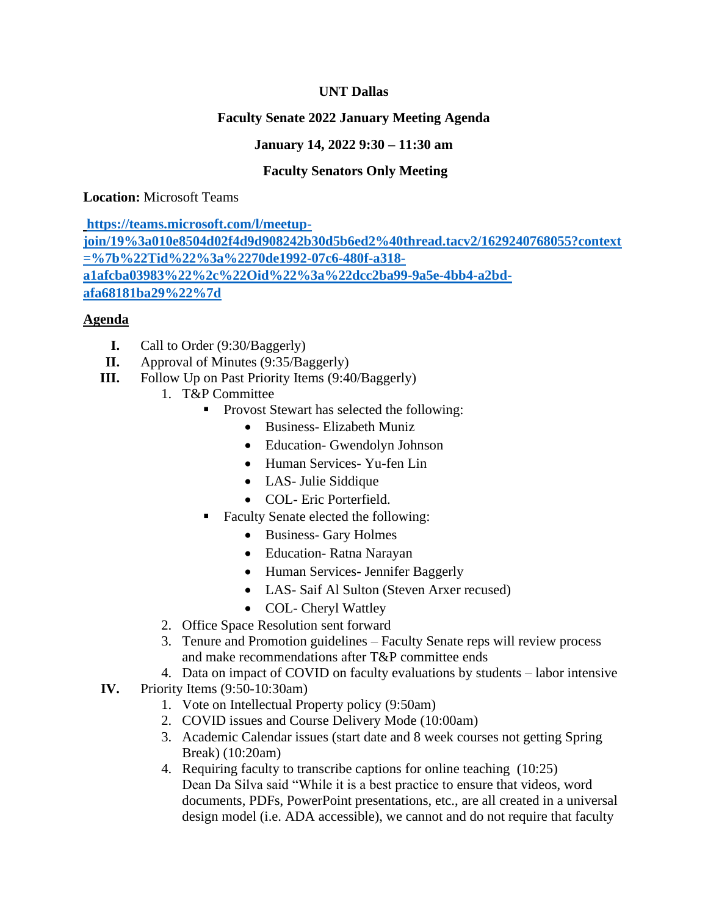**UNT Dallas**

**Faculty Senate 2022 January Meeting Agenda**

**January 14, 2022 9:30 – 11:30 am**

**Faculty Senators Only Meeting**

**Location:** Microsoft Teams

**https://teams.microsoft.com/l/meetup-join/19%3a010e8504d02f4d9d908242b30d5b6ed2%40thread.tacv2/1629240768055?context=%7b%22Tid%22%3a%2270de1992-07c6-480f-a318-a1afcba03983%22%2c%22Oid%22%3a%22dcc2ba99-9a5e-4bb4-a2bd-afa68181ba29%22%7d**

**Agenda**

I. Call to Order (9:30/Baggerly)

II. Approval of Minutes (9:35/Baggerly)

III. Follow Up on Past Priority Items (9:40/Baggerly)

1. T&P Committee
   - Provost Stewart has selected the following:
     - Business- Elizabeth Muniz
     - Education- Gwendolyn Johnson
     - Human Services- Yu-fen Lin
     - LAS- Julie Siddique
     - COL- Eric Porterfield.
   - Faculty Senate elected the following:
     - Business- Gary Holmes
     - Education- Ratna Narayan
     - Human Services- Jennifer Baggerly
     - LAS- Saif Al Sulton (Steven Arxer recused)
     - COL- Cheryl Wattley
2. Office Space Resolution sent forward
3. Tenure and Promotion guidelines – Faculty Senate reps will review process and make recommendations after T&P committee ends
4. Data on impact of COVID on faculty evaluations by students – labor intensive

IV. Priority Items (9:50-10:30am)

1. Vote on Intellectual Property policy (9:50am)
2. COVID issues and Course Delivery Mode (10:00am)
3. Academic Calendar issues (start date and 8 week courses not getting Spring Break) (10:20am)
4. Requiring faculty to transcribe captions for online teaching (10:25)
   Dean Da Silva said "While it is a best practice to ensure that videos, word documents, PDFs, PowerPoint presentations, etc., are all created in a universal design model (i.e. ADA accessible), we cannot and do not require that faculty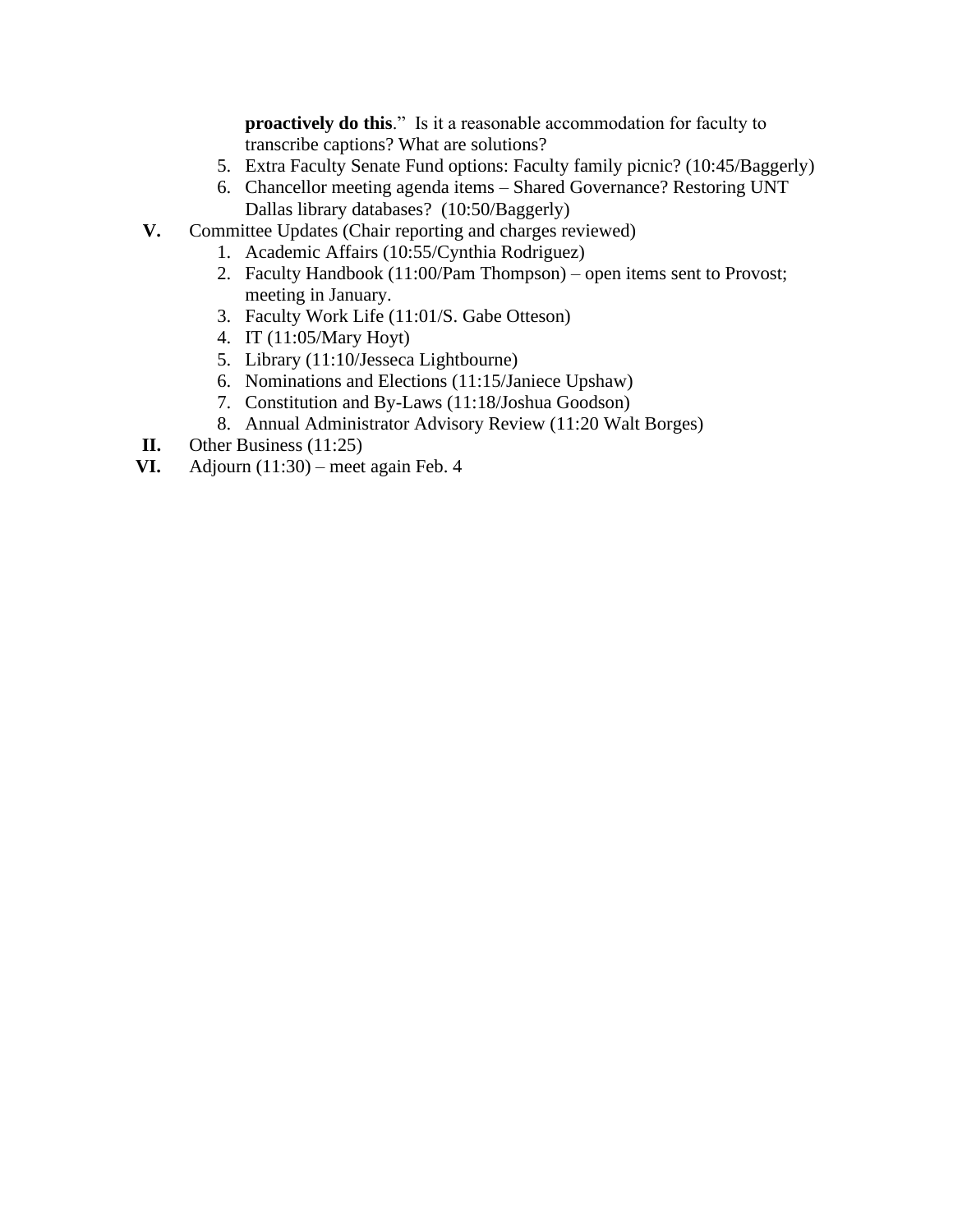**proactively do this**." Is it a reasonable accommodation for faculty to transcribe captions? What are solutions?

5. Extra Faculty Senate Fund options: Faculty family picnic? (10:45/Baggerly)
6. Chancellor meeting agenda items – Shared Governance? Restoring UNT Dallas library databases? (10:50/Baggerly)

**V.** Committee Updates (Chair reporting and charges reviewed)

1. Academic Affairs (10:55/Cynthia Rodriguez)
2. Faculty Handbook (11:00/Pam Thompson) – open items sent to Provost; meeting in January.
3. Faculty Work Life (11:01/S. Gabe Otteson)
4. IT (11:05/Mary Hoyt)
5. Library (11:10/Jesseca Lightbourne)
6. Nominations and Elections (11:15/Janiece Upshaw)
7. Constitution and By-Laws (11:18/Joshua Goodson)
8. Annual Administrator Advisory Review (11:20 Walt Borges)

**II.** Other Business (11:25)

**VI.** Adjourn (11:30) – meet again Feb. 4